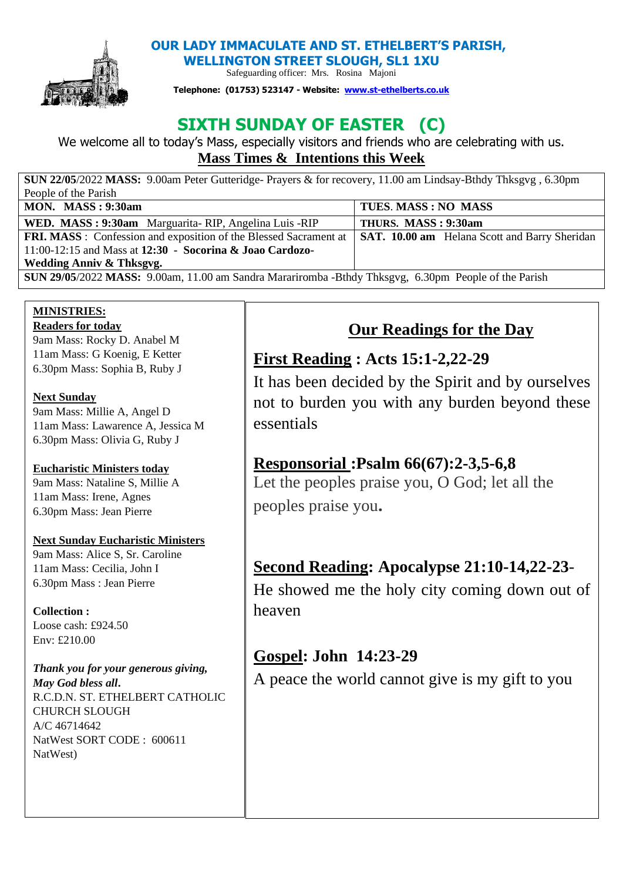# OUR LADY IMMACULATE AND ST. ETHELBERT'S PARISH, WELLINGTON STREET SLOUGH, SL1 1XU

Safeguarding officer: Mrs. Rosina Majoni

**Telephone: (01753) 523147 - Website: www.st-ethelberts.co.uk**

# SIXTH SUNDAY OF EASTER (C)

We welcome all to today's Mass, especially visitors and friends who are celebrating with us.

## Mass Times & Intentions this Week

| | |
|---|---|
| **SUN 22/05**/2022 **MASS:** 9.00am Peter Gutteridge- Prayers & for recovery, 11.00 am Lindsay-Bthdy Thksgvg , 6.30pm People of the Parish | |
| **MON. MASS : 9:30am** | **TUES. MASS : NO MASS** |
| **WED. MASS : 9:30am** Marguarita- RIP, Angelina Luis -RIP | **THURS. MASS : 9:30am** |
| **FRI. MASS** : Confession and exposition of the Blessed Sacrament at 11:00-12:15 and Mass at **12:30 - Socorina & Joao Cardozo-Wedding Anniv & Thksgvg.** | **SAT. 10.00 am** Helana Scott and Barry Sheridan |
| **SUN 29/05**/2022 **MASS:** 9.00am, 11.00 am Sandra Marariromba -Bthdy Thksgvg, 6.30pm People of the Parish | |

**MINISTRIES:**

**Readers for today**
9am Mass: Rocky D. Anabel M
11am Mass: G Koenig, E Ketter
6.30pm Mass: Sophia B, Ruby J

**Next Sunday**
9am Mass: Millie A, Angel D
11am Mass: Lawarence A, Jessica M
6.30pm Mass: Olivia G, Ruby J

**Eucharistic Ministers today**
9am Mass: Nataline S, Millie A
11am Mass: Irene, Agnes
6.30pm Mass: Jean Pierre

**Next Sunday Eucharistic Ministers**
9am Mass: Alice S, Sr. Caroline
11am Mass: Cecilia, John I
6.30pm Mass : Jean Pierre

**Collection :**
Loose cash: £924.50
Env: £210.00

***Thank you for your generous giving, May God bless all.***
R.C.D.N. ST. ETHELBERT CATHOLIC CHURCH SLOUGH
A/C 46714642
NatWest SORT CODE : 600611
NatWest)

## Our Readings for the Day

### First Reading : Acts 15:1-2,22-29

It has been decided by the Spirit and by ourselves not to burden you with any burden beyond these essentials

### Responsorial :Psalm 66(67):2-3,5-6,8

Let the peoples praise you, O God; let all the peoples praise you.

### Second Reading: Apocalypse 21:10-14,22-23-

He showed me the holy city coming down out of heaven

### Gospel: John 14:23-29

A peace the world cannot give is my gift to you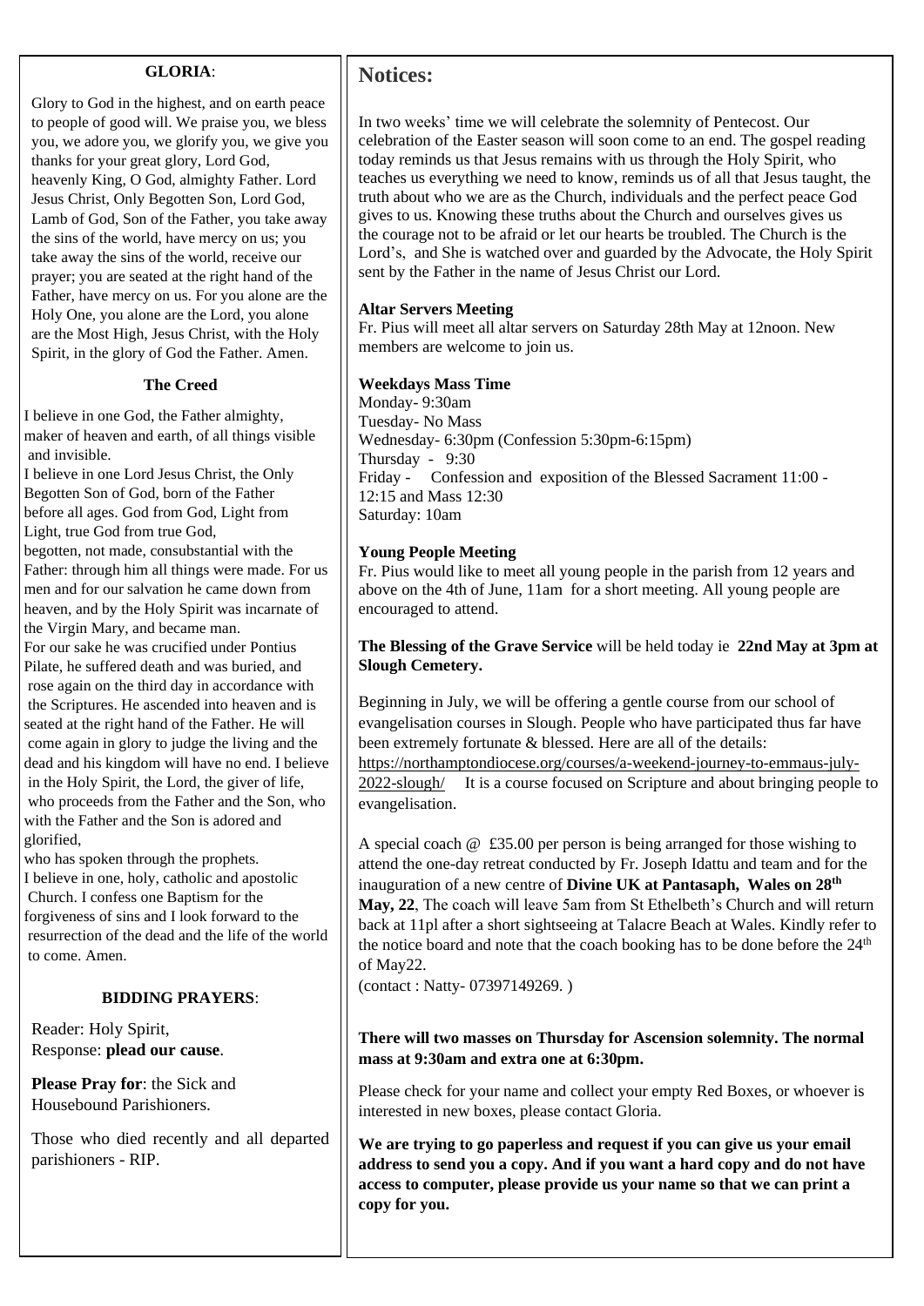**GLORIA**:

Glory to God in the highest, and on earth peace to people of good will. We praise you, we bless you, we adore you, we glorify you, we give you thanks for your great glory, Lord God, heavenly King, O God, almighty Father. Lord Jesus Christ, Only Begotten Son, Lord God, Lamb of God, Son of the Father, you take away the sins of the world, have mercy on us; you take away the sins of the world, receive our prayer; you are seated at the right hand of the Father, have mercy on us. For you alone are the Holy One, you alone are the Lord, you alone are the Most High, Jesus Christ, with the Holy Spirit, in the glory of God the Father. Amen.

**The Creed**

I believe in one God, the Father almighty, maker of heaven and earth, of all things visible and invisible.
I believe in one Lord Jesus Christ, the Only Begotten Son of God, born of the Father before all ages. God from God, Light from Light, true God from true God, begotten, not made, consubstantial with the Father: through him all things were made. For us men and for our salvation he came down from heaven, and by the Holy Spirit was incarnate of the Virgin Mary, and became man.
For our sake he was crucified under Pontius Pilate, he suffered death and was buried, and rose again on the third day in accordance with the Scriptures. He ascended into heaven and is seated at the right hand of the Father. He will come again in glory to judge the living and the dead and his kingdom will have no end. I believe in the Holy Spirit, the Lord, the giver of life, who proceeds from the Father and the Son, who with the Father and the Son is adored and glorified,
who has spoken through the prophets.
I believe in one, holy, catholic and apostolic Church. I confess one Baptism for the forgiveness of sins and I look forward to the resurrection of the dead and the life of the world to come. Amen.

**BIDDING PRAYERS**:

Reader: Holy Spirit,
Response: **plead our cause**.

**Please Pray for**: the Sick and Housebound Parishioners.

Those who died recently and all departed parishioners - RIP.

## Notices:

In two weeks' time we will celebrate the solemnity of Pentecost. Our celebration of the Easter season will soon come to an end. The gospel reading today reminds us that Jesus remains with us through the Holy Spirit, who teaches us everything we need to know, reminds us of all that Jesus taught, the truth about who we are as the Church, individuals and the perfect peace God gives to us. Knowing these truths about the Church and ourselves gives us the courage not to be afraid or let our hearts be troubled. The Church is the Lord's, and She is watched over and guarded by the Advocate, the Holy Spirit sent by the Father in the name of Jesus Christ our Lord.

**Altar Servers Meeting**
Fr. Pius will meet all altar servers on Saturday 28th May at 12noon. New members are welcome to join us.

**Weekdays Mass Time**
Monday- 9:30am
Tuesday- No Mass
Wednesday- 6:30pm (Confession 5:30pm-6:15pm)
Thursday - 9:30
Friday - Confession and exposition of the Blessed Sacrament 11:00 - 12:15 and Mass 12:30
Saturday: 10am

**Young People Meeting**
Fr. Pius would like to meet all young people in the parish from 12 years and above on the 4th of June, 11am for a short meeting. All young people are encouraged to attend.

**The Blessing of the Grave Service** will be held today ie **22nd May at 3pm at Slough Cemetery.**

Beginning in July, we will be offering a gentle course from our school of evangelisation courses in Slough. People who have participated thus far have been extremely fortunate & blessed. Here are all of the details: https://northamptondiocese.org/courses/a-weekend-journey-to-emmaus-july-2022-slough/ It is a course focused on Scripture and about bringing people to evangelisation.

A special coach @ £35.00 per person is being arranged for those wishing to attend the one-day retreat conducted by Fr. Joseph Idattu and team and for the inauguration of a new centre of **Divine UK at Pantasaph, Wales on 28th May, 22**, The coach will leave 5am from St Ethelbeth's Church and will return back at 11pl after a short sightseeing at Talacre Beach at Wales. Kindly refer to the notice board and note that the coach booking has to be done before the 24th of May22.
(contact : Natty- 07397149269. )

**There will two masses on Thursday for Ascension solemnity. The normal mass at 9:30am and extra one at 6:30pm.**

Please check for your name and collect your empty Red Boxes, or whoever is interested in new boxes, please contact Gloria.

**We are trying to go paperless and request if you can give us your email address to send you a copy. And if you want a hard copy and do not have access to computer, please provide us your name so that we can print a copy for you.**